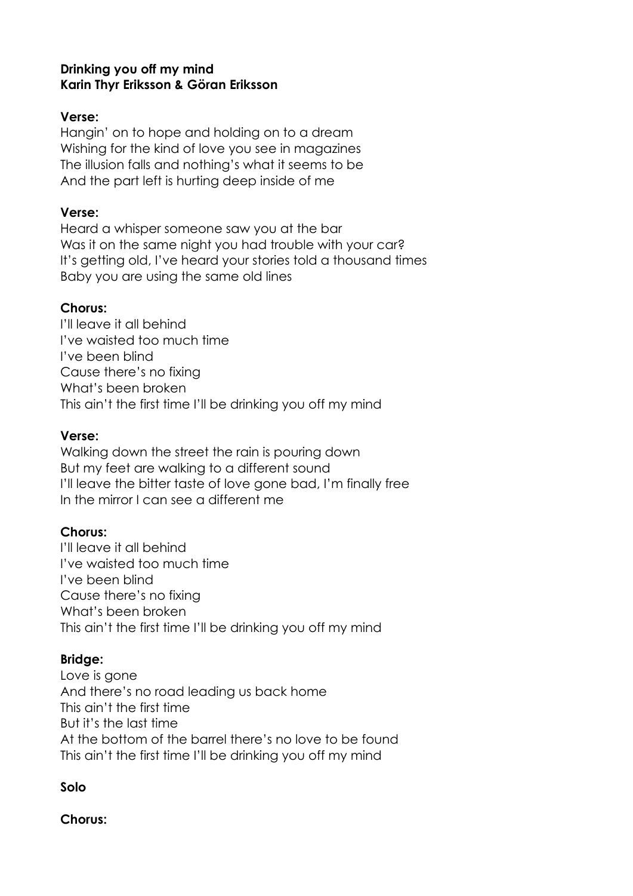**Drinking you off my mind**
**Karin Thyr Eriksson & Göran Eriksson**

**Verse:**
Hangin' on to hope and holding on to a dream
Wishing for the kind of love you see in magazines
The illusion falls and nothing's what it seems to be
And the part left is hurting deep inside of me

**Verse:**
Heard a whisper someone saw you at the bar
Was it on the same night you had trouble with your car?
It's getting old, I've heard your stories told a thousand times
Baby you are using the same old lines

**Chorus:**
I'll leave it all behind
I've waisted too much time
I've been blind
Cause there's no fixing
What's been broken
This ain't the first time I'll be drinking you off my mind

**Verse:**
Walking down the street the rain is pouring down
But my feet are walking to a different sound
I'll leave the bitter taste of love gone bad, I'm finally free
In the mirror I can see a different me

**Chorus:**
I'll leave it all behind
I've waisted too much time
I've been blind
Cause there's no fixing
What's been broken
This ain't the first time I'll be drinking you off my mind

**Bridge:**
Love is gone
And there's no road leading us back home
This ain't the first time
But it's the last time
At the bottom of the barrel there's no love to be found
This ain't the first time I'll be drinking you off my mind

**Solo**

**Chorus:**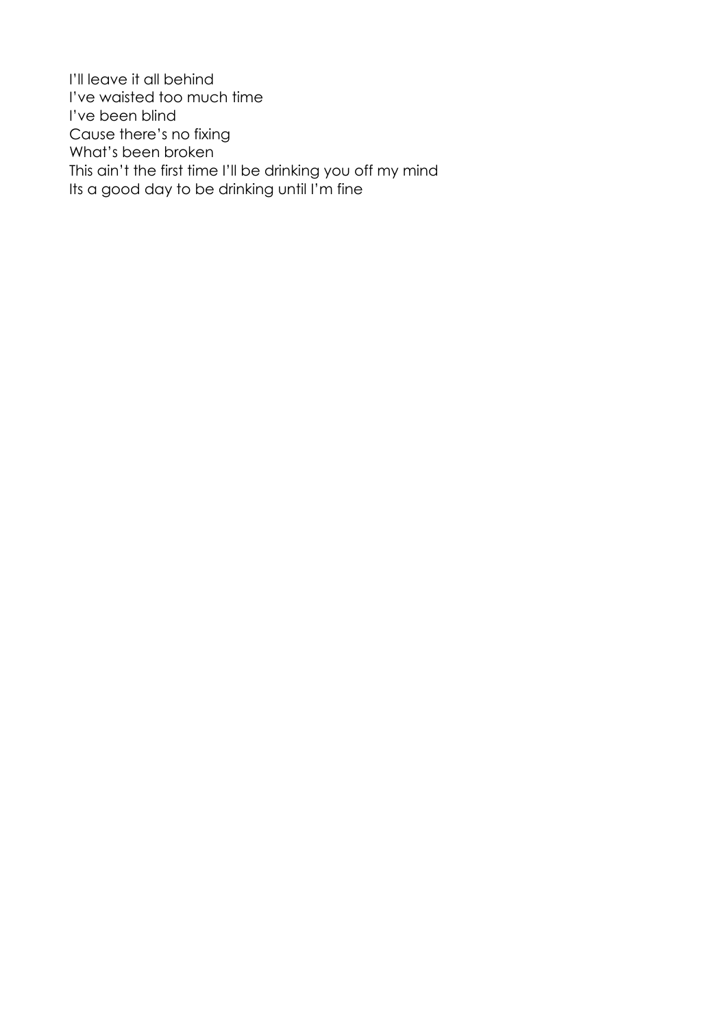I'll leave it all behind
I've waisted too much time
I've been blind
Cause there's no fixing
What's been broken
This ain't the first time I'll be drinking you off my mind
Its a good day to be drinking until I'm fine